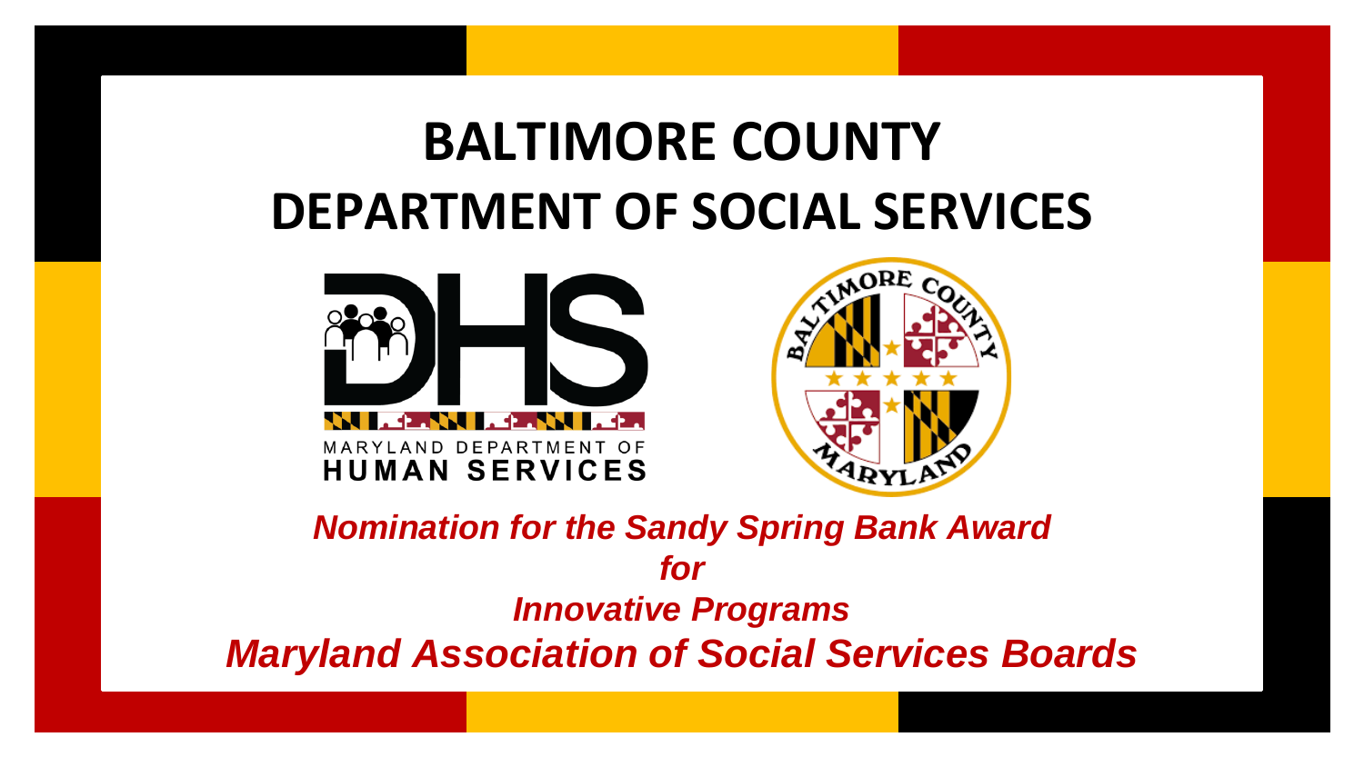# BALTIMORE COUNTY
# DEPARTMENT OF SOCIAL SERVICES

MARYLAND DEPARTMENT OF
HUMAN SERVICES

*Nomination for the Sandy Spring Bank Award*
*for*
*Innovative Programs*
*Maryland Association of Social Services Boards*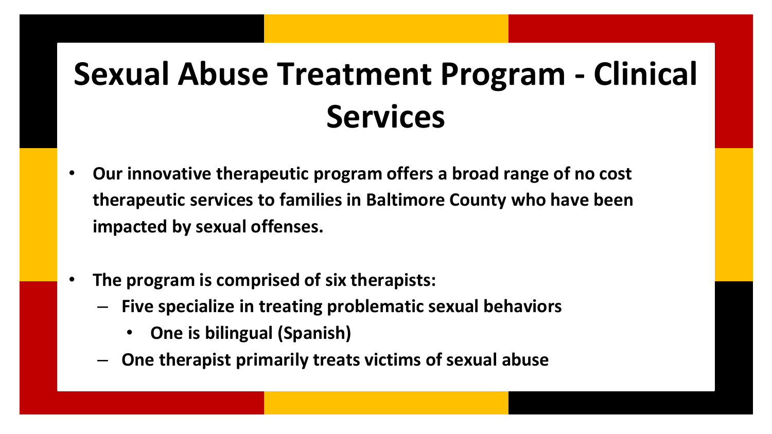# Sexual Abuse Treatment Program - Clinical Services

- **Our innovative therapeutic program offers a broad range of no cost therapeutic services to families in Baltimore County who have been impacted by sexual offenses.**
- **The program is comprised of six therapists:**
  - **Five specialize in treating problematic sexual behaviors**
    - **One is bilingual (Spanish)**
  - **One therapist primarily treats victims of sexual abuse**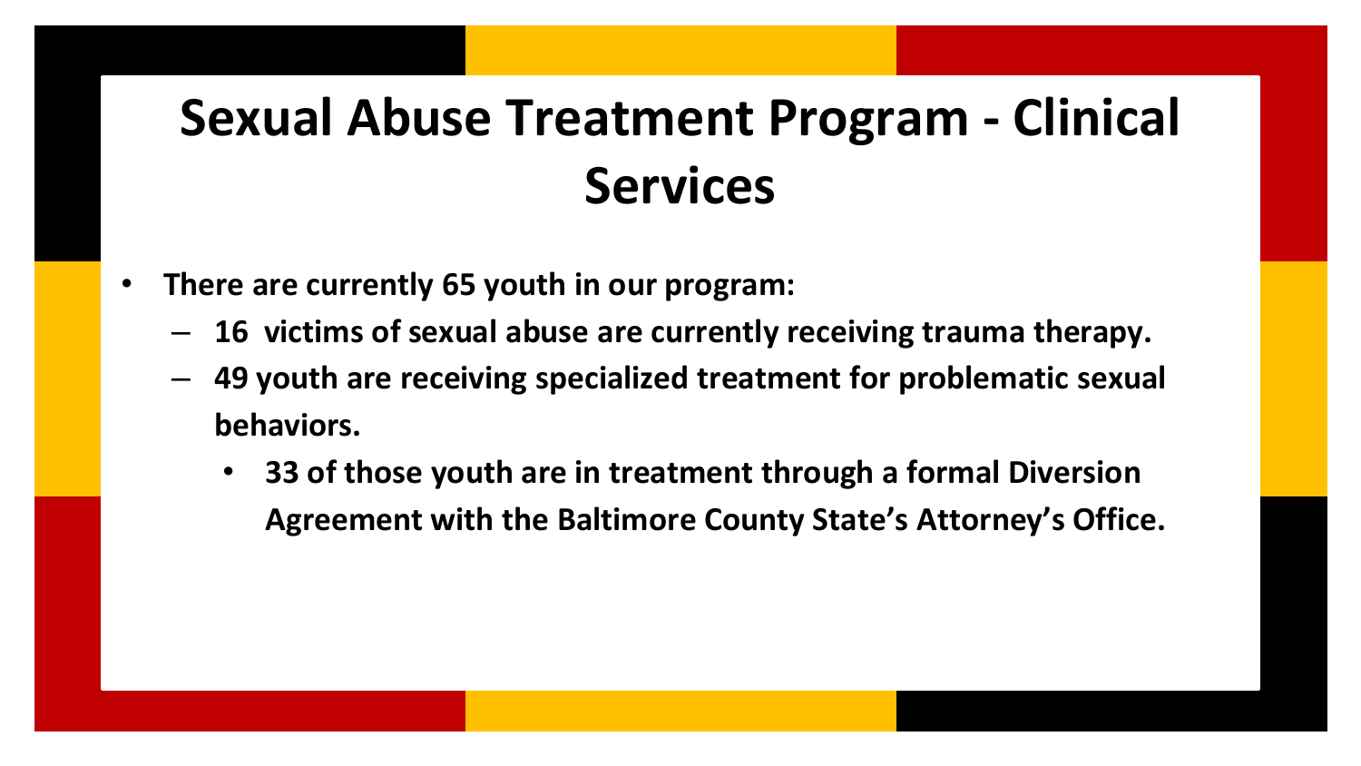# Sexual Abuse Treatment Program - Clinical Services

- **There are currently 65 youth in our program:**
  - **16 victims of sexual abuse are currently receiving trauma therapy.**
  - **49 youth are receiving specialized treatment for problematic sexual behaviors.**
    - **33 of those youth are in treatment through a formal Diversion Agreement with the Baltimore County State's Attorney's Office.**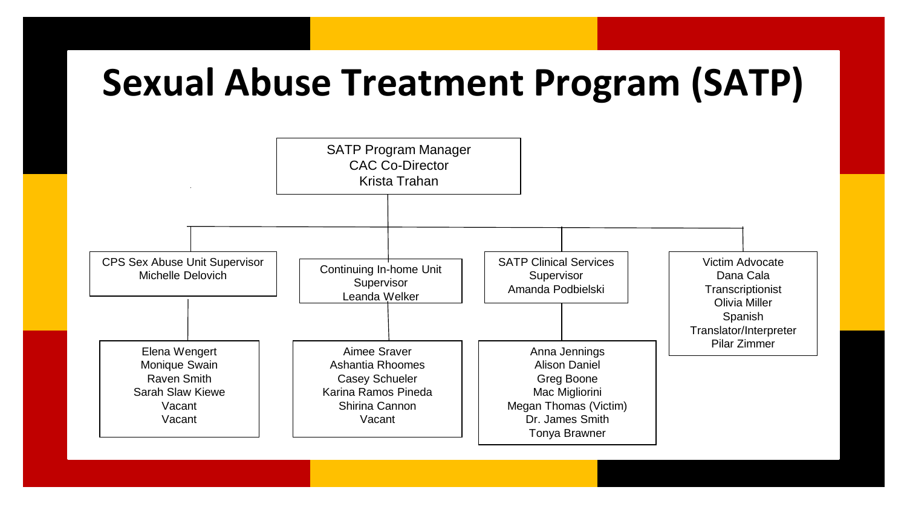# Sexual Abuse Treatment Program (SATP)

**SATP Program Manager**
CAC Co-Director
Krista Trahan

- **CPS Sex Abuse Unit Supervisor**
  Michelle Delovich
  - Elena Wengert
  - Monique Swain
  - Raven Smith
  - Sarah Slaw Kiewe
  - Vacant
  - Vacant
- **Continuing In-home Unit Supervisor**
  Leanda Welker
  - Aimee Sraver
  - Ashantia Rhoomes
  - Casey Schueler
  - Karina Ramos Pineda
  - Shirina Cannon
  - Vacant
- **SATP Clinical Services Supervisor**
  Amanda Podbielski
  - Anna Jennings
  - Alison Daniel
  - Greg Boone
  - Mac Migliorini
  - Megan Thomas (Victim)
  - Dr. James Smith
  - Tonya Brawner
- **Victim Advocate**
  Dana Cala
  Transcriptionist
  Olivia Miller
  Spanish Translator/Interpreter
  Pilar Zimmer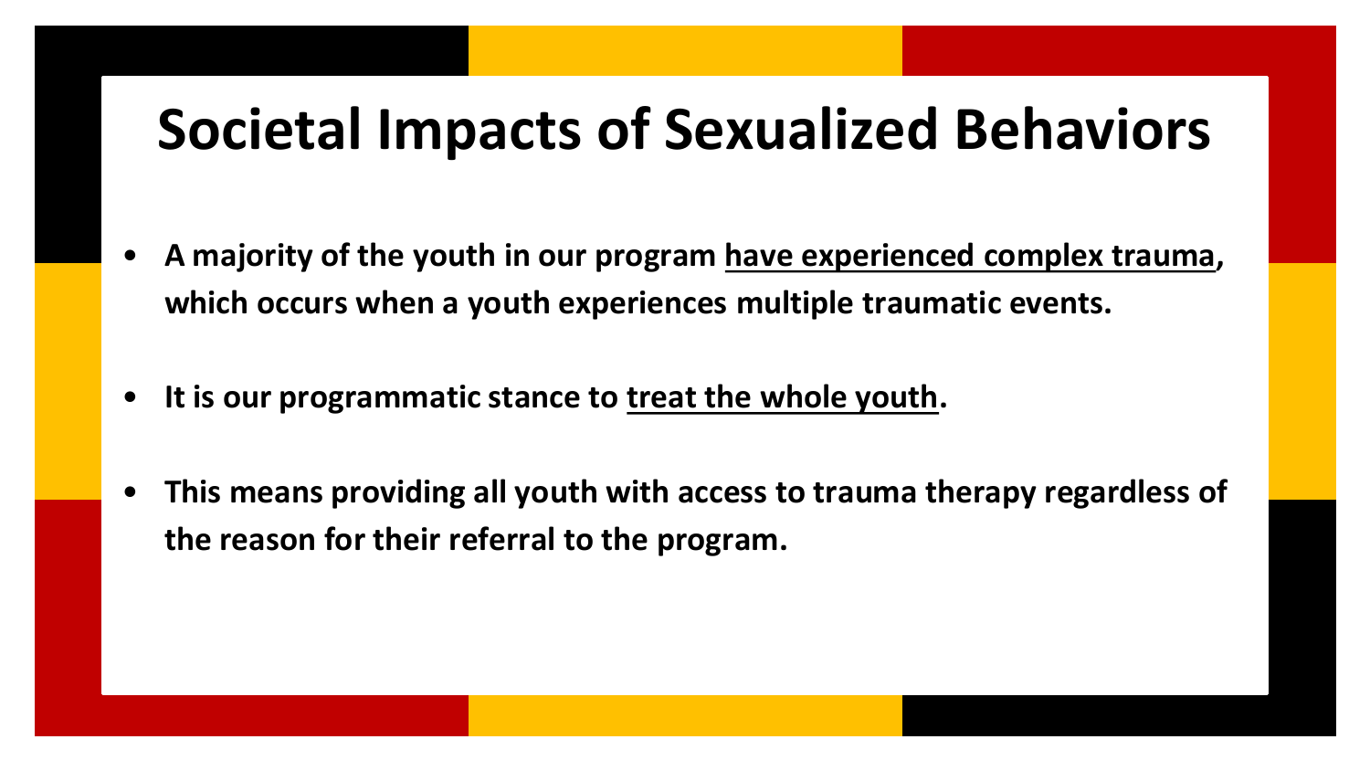# Societal Impacts of Sexualized Behaviors

- **A majority of the youth in our program have experienced complex trauma, which occurs when a youth experiences multiple traumatic events.**
- **It is our programmatic stance to treat the whole youth.**
- **This means providing all youth with access to trauma therapy regardless of the reason for their referral to the program.**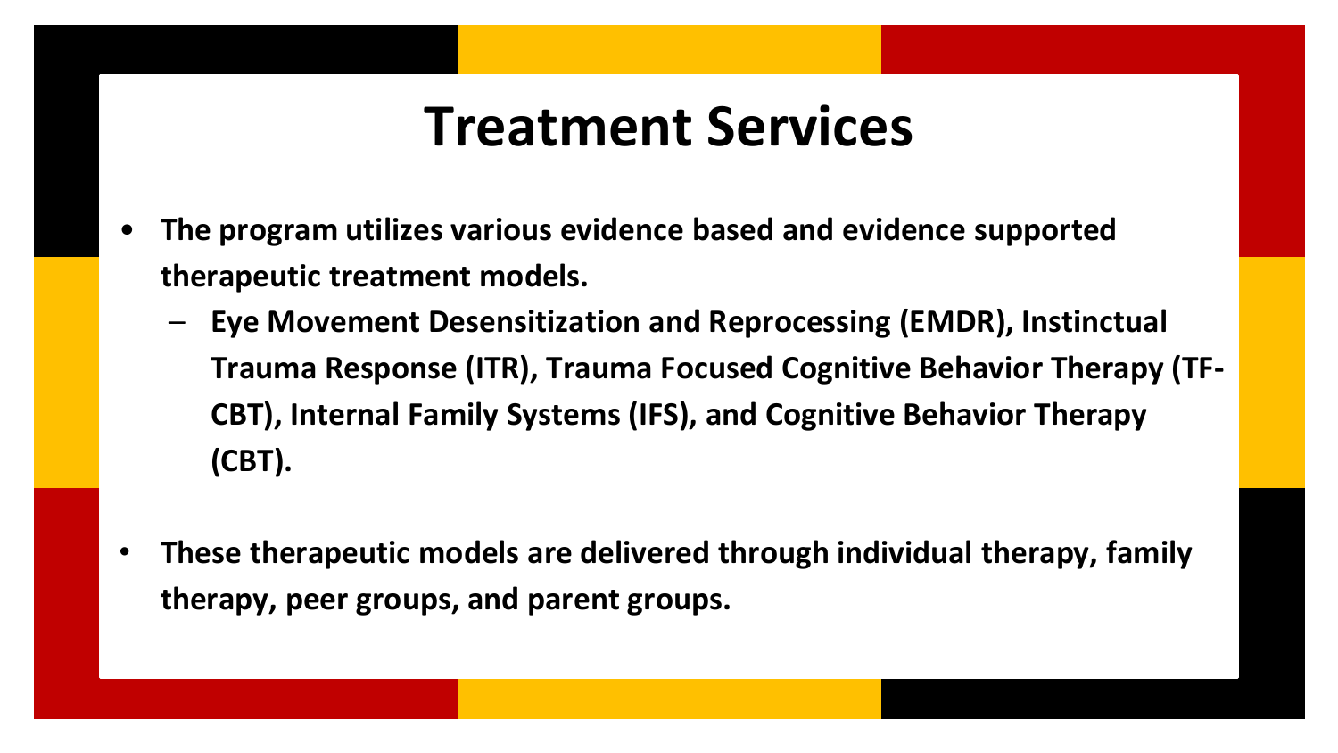# Treatment Services

- **The program utilizes various evidence based and evidence supported therapeutic treatment models.**
  - **Eye Movement Desensitization and Reprocessing (EMDR), Instinctual Trauma Response (ITR), Trauma Focused Cognitive Behavior Therapy (TF-CBT), Internal Family Systems (IFS), and Cognitive Behavior Therapy (CBT).**

- **These therapeutic models are delivered through individual therapy, family therapy, peer groups, and parent groups.**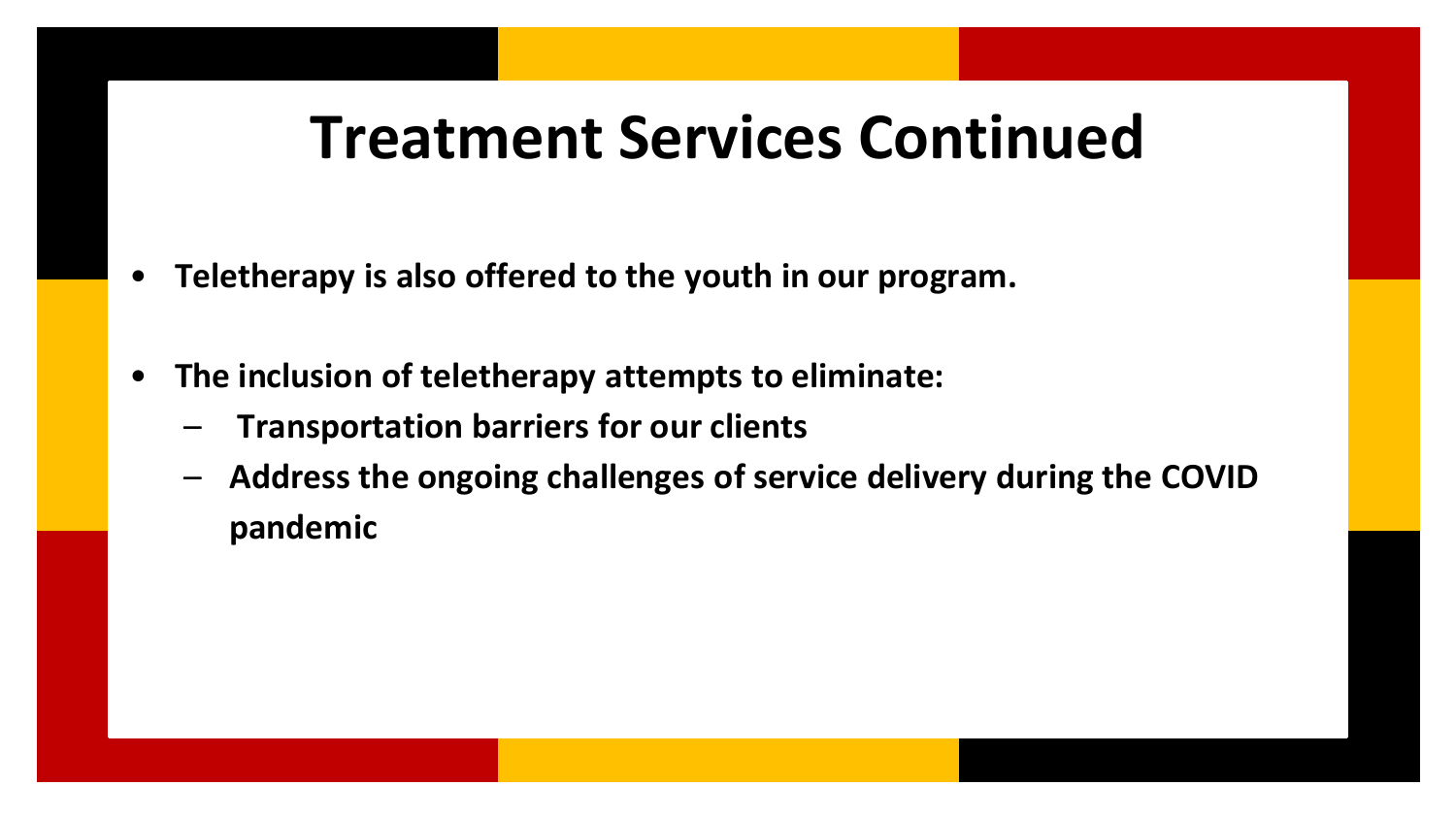# Treatment Services Continued

- **Teletherapy is also offered to the youth in our program.**
- **The inclusion of teletherapy attempts to eliminate:**
  - **Transportation barriers for our clients**
  - **Address the ongoing challenges of service delivery during the COVID pandemic**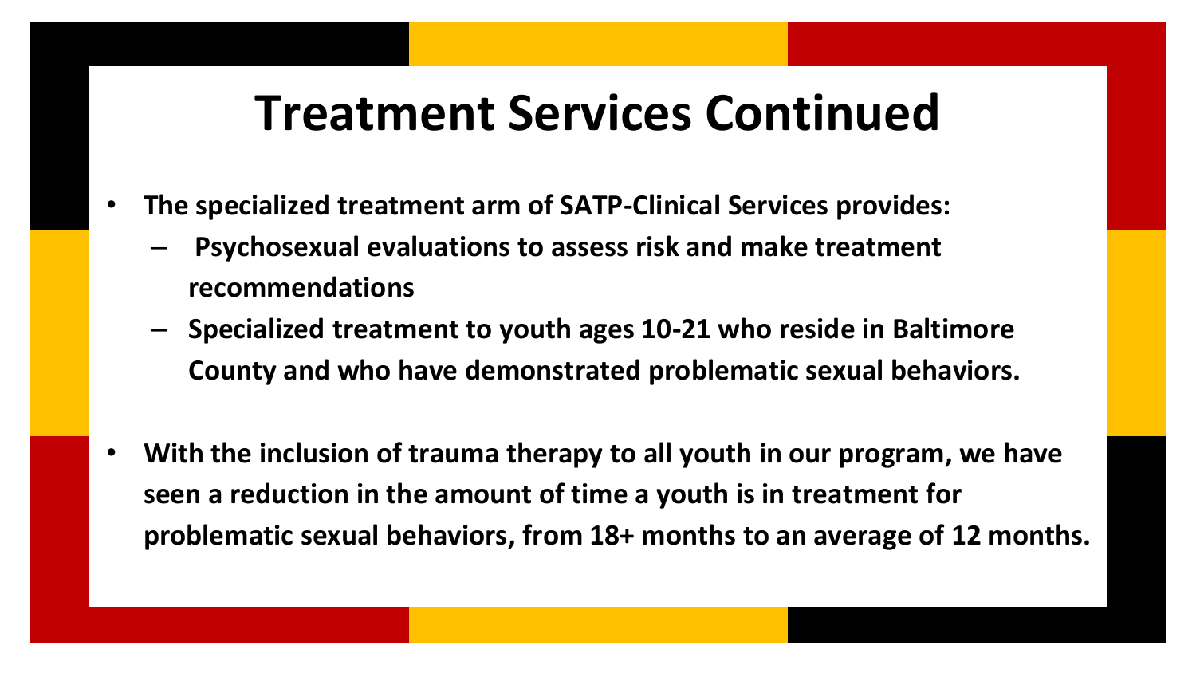# Treatment Services Continued

- **The specialized treatment arm of SATP-Clinical Services provides:**
  - **Psychosexual evaluations to assess risk and make treatment recommendations**
  - **Specialized treatment to youth ages 10-21 who reside in Baltimore County and who have demonstrated problematic sexual behaviors.**

- **With the inclusion of trauma therapy to all youth in our program, we have seen a reduction in the amount of time a youth is in treatment for problematic sexual behaviors, from 18+ months to an average of 12 months.**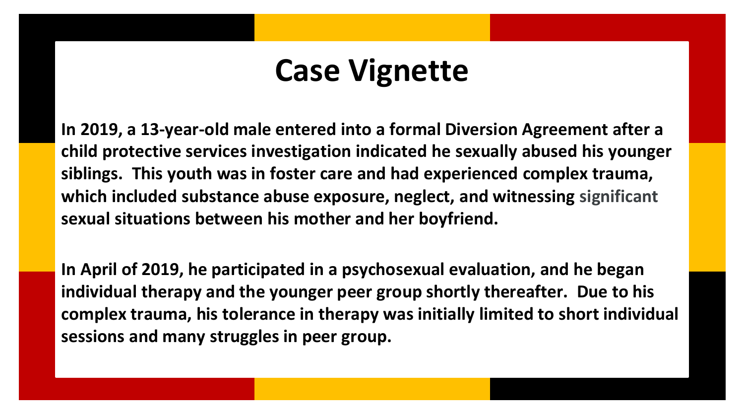# Case Vignette

**In 2019, a 13-year-old male entered into a formal Diversion Agreement after a child protective services investigation indicated he sexually abused his younger siblings. This youth was in foster care and had experienced complex trauma, which included substance abuse exposure, neglect, and witnessing significant sexual situations between his mother and her boyfriend.**

**In April of 2019, he participated in a psychosexual evaluation, and he began individual therapy and the younger peer group shortly thereafter. Due to his complex trauma, his tolerance in therapy was initially limited to short individual sessions and many struggles in peer group.**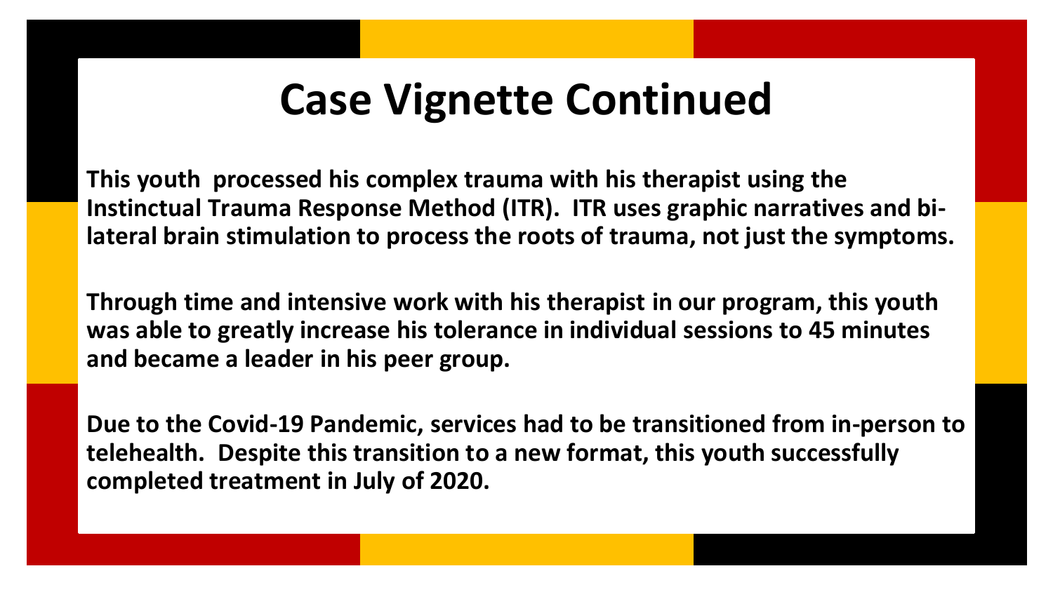# Case Vignette Continued

**This youth processed his complex trauma with his therapist using the Instinctual Trauma Response Method (ITR). ITR uses graphic narratives and bi-lateral brain stimulation to process the roots of trauma, not just the symptoms.**

**Through time and intensive work with his therapist in our program, this youth was able to greatly increase his tolerance in individual sessions to 45 minutes and became a leader in his peer group.**

**Due to the Covid-19 Pandemic, services had to be transitioned from in-person to telehealth. Despite this transition to a new format, this youth successfully completed treatment in July of 2020.**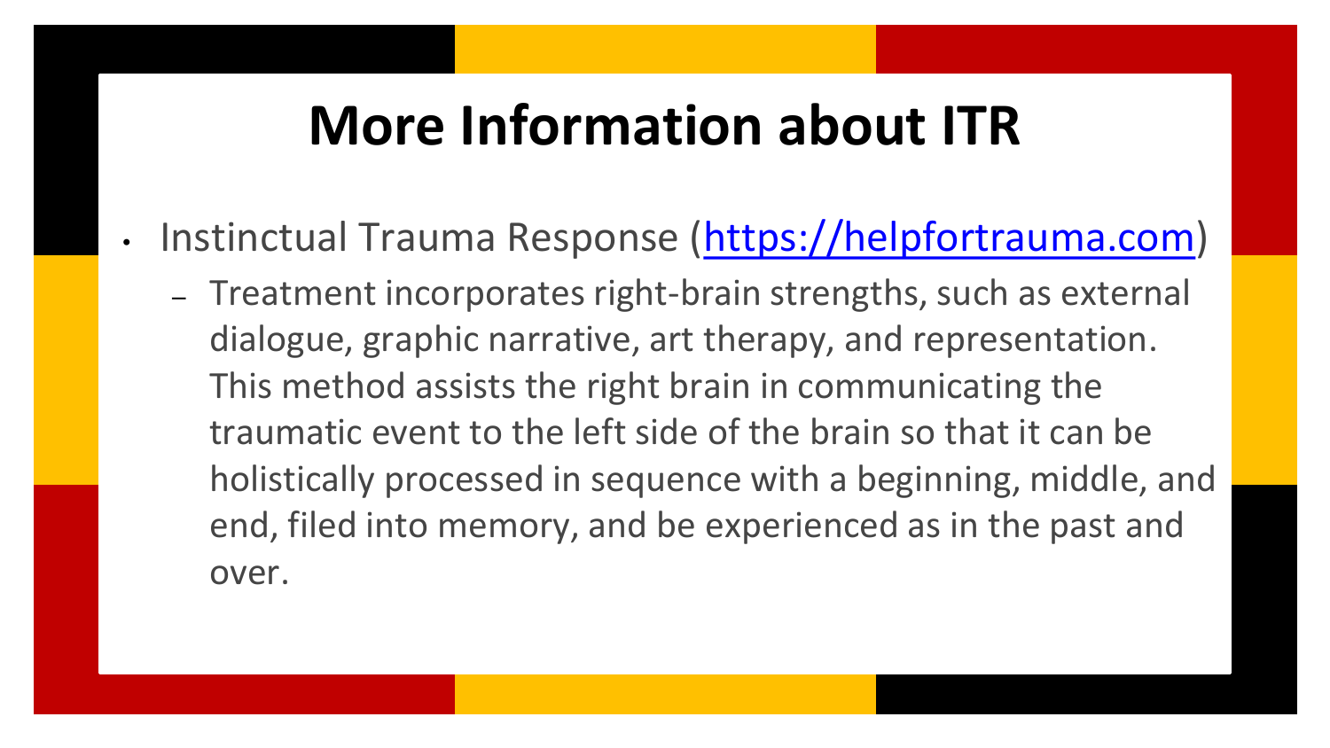# More Information about ITR

- Instinctual Trauma Response (https://helpfortrauma.com)
  - Treatment incorporates right-brain strengths, such as external dialogue, graphic narrative, art therapy, and representation. This method assists the right brain in communicating the traumatic event to the left side of the brain so that it can be holistically processed in sequence with a beginning, middle, and end, filed into memory, and be experienced as in the past and over.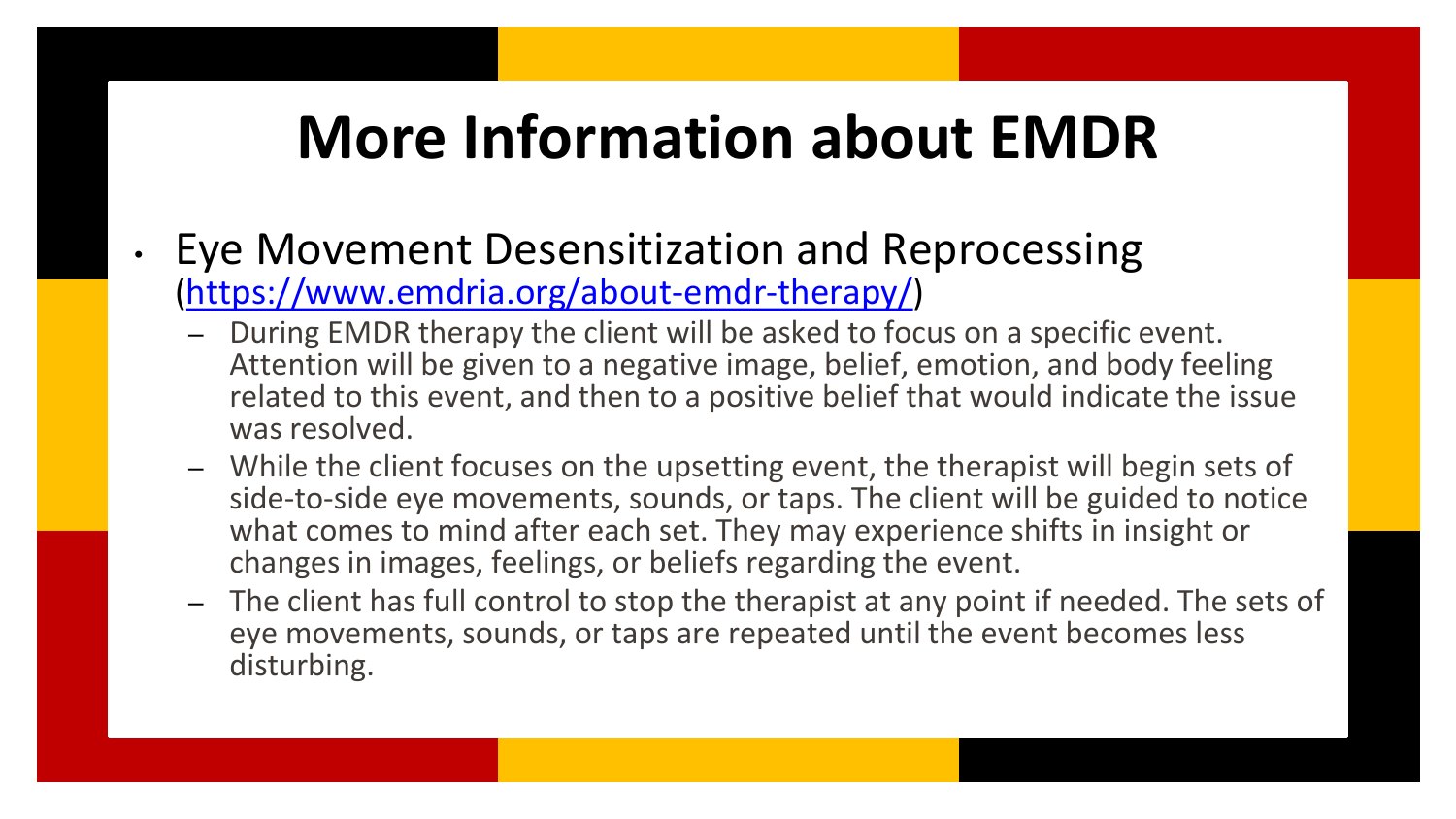# More Information about EMDR

- Eye Movement Desensitization and Reprocessing ([https://www.emdria.org/about-emdr-therapy/](https://www.emdria.org/about-emdr-therapy/))
  - During EMDR therapy the client will be asked to focus on a specific event. Attention will be given to a negative image, belief, emotion, and body feeling related to this event, and then to a positive belief that would indicate the issue was resolved.
  - While the client focuses on the upsetting event, the therapist will begin sets of side-to-side eye movements, sounds, or taps. The client will be guided to notice what comes to mind after each set. They may experience shifts in insight or changes in images, feelings, or beliefs regarding the event.
  - The client has full control to stop the therapist at any point if needed. The sets of eye movements, sounds, or taps are repeated until the event becomes less disturbing.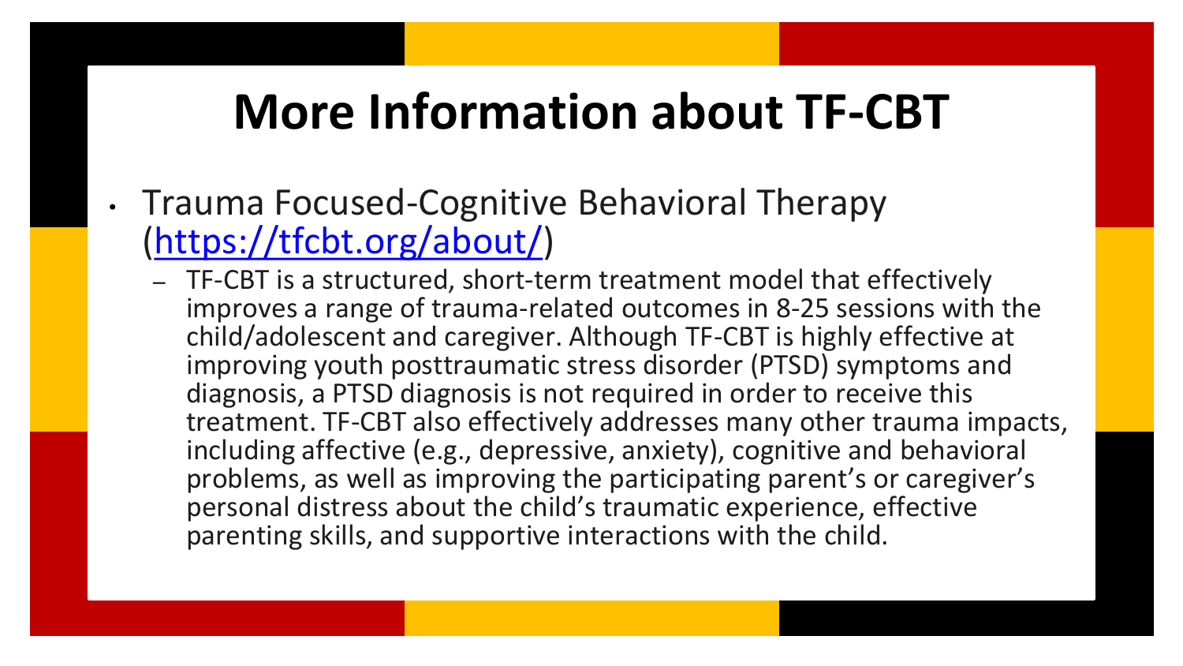# More Information about TF-CBT

- Trauma Focused-Cognitive Behavioral Therapy ([https://tfcbt.org/about/](https://tfcbt.org/about/))
  - TF-CBT is a structured, short-term treatment model that effectively improves a range of trauma-related outcomes in 8-25 sessions with the child/adolescent and caregiver. Although TF-CBT is highly effective at improving youth posttraumatic stress disorder (PTSD) symptoms and diagnosis, a PTSD diagnosis is not required in order to receive this treatment. TF-CBT also effectively addresses many other trauma impacts, including affective (e.g., depressive, anxiety), cognitive and behavioral problems, as well as improving the participating parent's or caregiver's personal distress about the child's traumatic experience, effective parenting skills, and supportive interactions with the child.